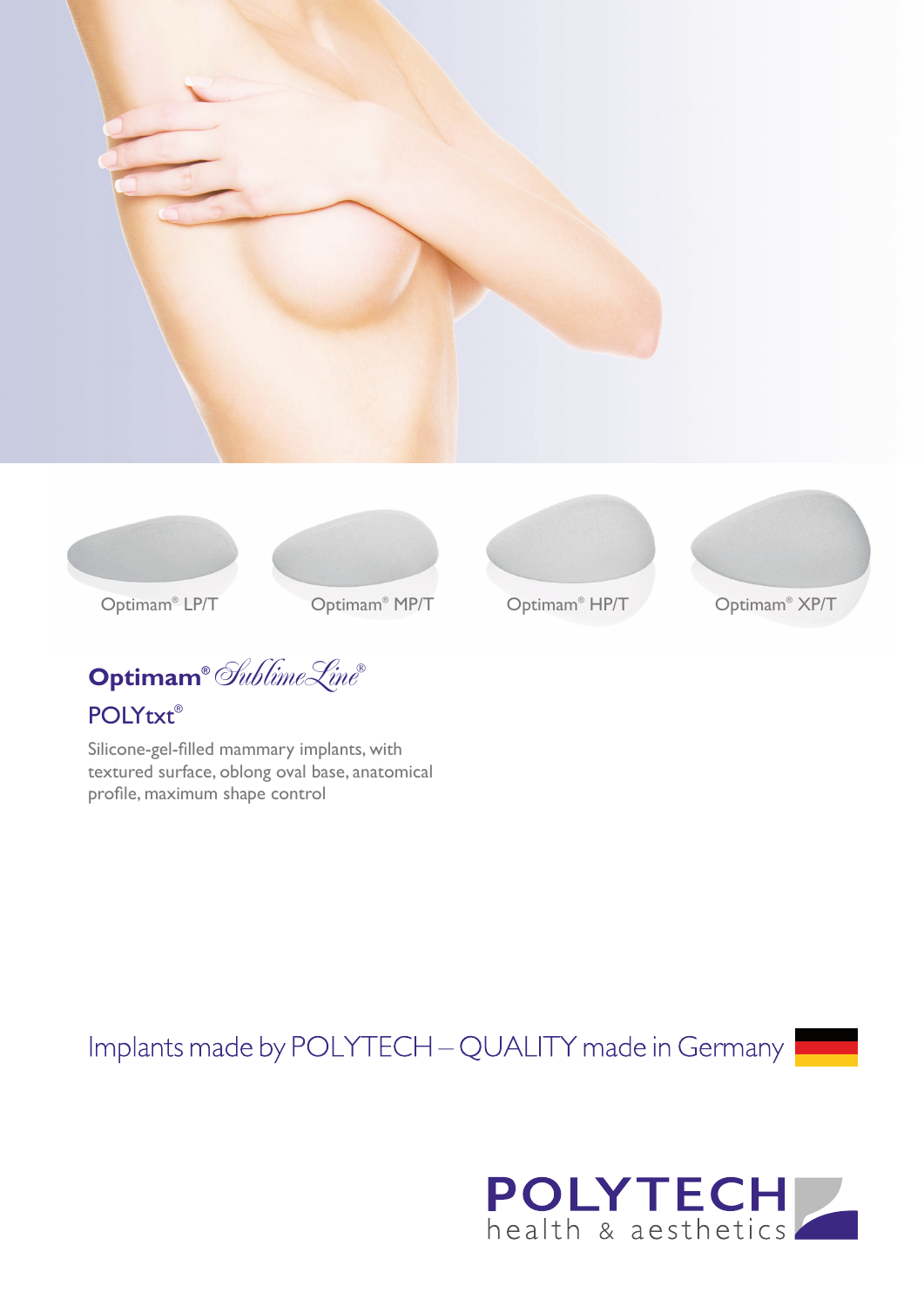Optimam® LP/T

Optimam® MP/T

Optimam® HP/T

Optimam® XP/T

# Optimam® SublimeLine®

## POLYtxt®

Silicone-gel-filled mammary implants, with textured surface, oblong oval base, anatomical profile, maximum shape control

Implants made by POLYTECH – QUALITY made in Germany

**POLYTECH**
health & aesthetics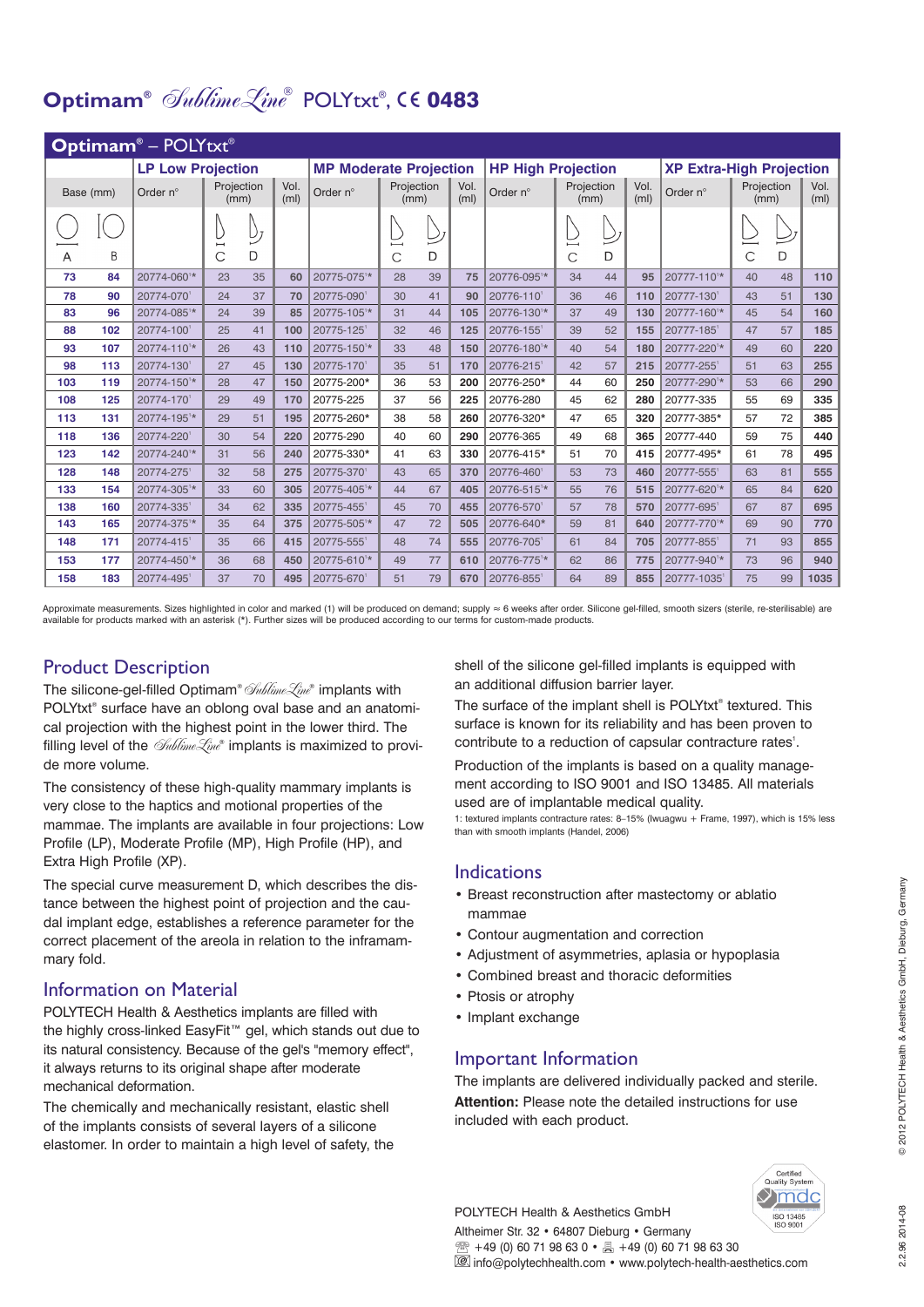# Optimam® SublimeLine® POLYtxt®, CE 0483

## Optimam® – POLYtxt®

| Base (mm) | | LP Low Projection | | | | MP Moderate Projection | | | | HP High Projection | | | | XP Extra-High Projection | | | |
|---|---|---|---|---|---|---|---|---|---|---|---|---|---|---|---|---|---|
| | | Order n° | Projection (mm) | | Vol. (ml) | Order n° | Projection (mm) | | Vol. (ml) | Order n° | Projection (mm) | | Vol. (ml) | Order n° | Projection (mm) | | Vol. (ml) |
| A | B | | C | D | | | C | D | | | C | D | | | C | D | |
| 73 | 84 | 20774-060[1]* | 23 | 35 | 60 | 20775-075[1]* | 28 | 39 | 75 | 20776-095[1]* | 34 | 44 | 95 | 20777-110[1]* | 40 | 48 | 110 |
| 78 | 90 | 20774-070[1] | 24 | 37 | 70 | 20775-090[1] | 30 | 41 | 90 | 20776-110[1] | 36 | 46 | 110 | 20777-130[1] | 43 | 51 | 130 |
| 83 | 96 | 20774-085[1]* | 24 | 39 | 85 | 20775-105[1]* | 31 | 44 | 105 | 20776-130[1]* | 37 | 49 | 130 | 20777-160[1]* | 45 | 54 | 160 |
| 88 | 102 | 20774-100[1] | 25 | 41 | 100 | 20775-125[1] | 32 | 46 | 125 | 20776-155[1] | 39 | 52 | 155 | 20777-185[1] | 47 | 57 | 185 |
| 93 | 107 | 20774-110[1]* | 26 | 43 | 110 | 20775-150[1]* | 33 | 48 | 150 | 20776-180[1]* | 40 | 54 | 180 | 20777-220[1]* | 49 | 60 | 220 |
| 98 | 113 | 20774-130[1] | 27 | 45 | 130 | 20775-170[1] | 35 | 51 | 170 | 20776-215[1] | 42 | 57 | 215 | 20777-255[1] | 51 | 63 | 255 |
| 103 | 119 | 20774-150[1]* | 28 | 47 | 150 | 20775-200* | 36 | 53 | 200 | 20776-250* | 44 | 60 | 250 | 20777-290[1]* | 53 | 66 | 290 |
| 108 | 125 | 20774-170[1] | 29 | 49 | 170 | 20775-225 | 37 | 56 | 225 | 20776-280 | 45 | 62 | 280 | 20777-335 | 55 | 69 | 335 |
| 113 | 131 | 20774-195[1]* | 29 | 51 | 195 | 20775-260* | 38 | 58 | 260 | 20776-320* | 47 | 65 | 320 | 20777-385* | 57 | 72 | 385 |
| 118 | 136 | 20774-220[1] | 30 | 54 | 220 | 20775-290 | 40 | 60 | 290 | 20776-365 | 49 | 68 | 365 | 20777-440 | 59 | 75 | 440 |
| 123 | 142 | 20774-240[1]* | 31 | 56 | 240 | 20775-330* | 41 | 63 | 330 | 20776-415* | 51 | 70 | 415 | 20777-495* | 61 | 78 | 495 |
| 128 | 148 | 20774-275[1] | 32 | 58 | 275 | 20775-370[1] | 43 | 65 | 370 | 20776-460[1] | 53 | 73 | 460 | 20777-555[1] | 63 | 81 | 555 |
| 133 | 154 | 20774-305[1]* | 33 | 60 | 305 | 20775-405[1]* | 44 | 67 | 405 | 20776-515[1]* | 55 | 76 | 515 | 20777-620[1]* | 65 | 84 | 620 |
| 138 | 160 | 20774-335[1] | 34 | 62 | 335 | 20775-455[1] | 45 | 70 | 455 | 20776-570[1] | 57 | 78 | 570 | 20777-695[1] | 67 | 87 | 695 |
| 143 | 165 | 20774-375[1]* | 35 | 64 | 375 | 20775-505[1]* | 47 | 72 | 505 | 20776-640* | 59 | 81 | 640 | 20777-770[1]* | 69 | 90 | 770 |
| 148 | 171 | 20774-415[1] | 35 | 66 | 415 | 20775-555[1] | 48 | 74 | 555 | 20776-705[1] | 61 | 84 | 705 | 20777-855[1] | 71 | 93 | 855 |
| 153 | 177 | 20774-450[1]* | 36 | 68 | 450 | 20775-610[1]* | 49 | 77 | 610 | 20776-775[1]* | 62 | 86 | 775 | 20777-940[1]* | 73 | 96 | 940 |
| 158 | 183 | 20774-495[1] | 37 | 70 | 495 | 20775-670[1] | 51 | 79 | 670 | 20776-855[1] | 64 | 89 | 855 | 20777-1035[1] | 75 | 99 | 1035 |

Approximate measurements. Sizes highlighted in color and marked (1) will be produced on demand; supply ≈ 6 weeks after order. Silicone gel-filled, smooth sizers (sterile, re-sterilisable) are available for products marked with an asterisk (*). Further sizes will be produced according to our terms for custom-made products.

## Product Description

The silicone-gel-filled Optimam® SublimeLine® implants with POLYtxt® surface have an oblong oval base and an anatomical projection with the highest point in the lower third. The filling level of the SublimeLine® implants is maximized to provide more volume.

The consistency of these high-quality mammary implants is very close to the haptics and motional properties of the mammae. The implants are available in four projections: Low Profile (LP), Moderate Profile (MP), High Profile (HP), and Extra High Profile (XP).

The special curve measurement D, which describes the distance between the highest point of projection and the caudal implant edge, establishes a reference parameter for the correct placement of the areola in relation to the inframammary fold.

## Information on Material

POLYTECH Health & Aesthetics implants are filled with the highly cross-linked EasyFit™ gel, which stands out due to its natural consistency. Because of the gel's "memory effect", it always returns to its original shape after moderate mechanical deformation.

The chemically and mechanically resistant, elastic shell of the implants consists of several layers of a silicone elastomer. In order to maintain a high level of safety, the shell of the silicone gel-filled implants is equipped with an additional diffusion barrier layer.

The surface of the implant shell is POLYtxt® textured. This surface is known for its reliability and has been proven to contribute to a reduction of capsular contracture rates[1].

Production of the implants is based on a quality management according to ISO 9001 and ISO 13485. All materials used are of implantable medical quality.

1: textured implants contracture rates: 8–15% (Iwuagwu + Frame, 1997), which is 15% less than with smooth implants (Handel, 2006)

## Indications

- Breast reconstruction after mastectomy or ablatio mammae
- Contour augmentation and correction
- Adjustment of asymmetries, aplasia or hypoplasia
- Combined breast and thoracic deformities
- Ptosis or atrophy
- Implant exchange

## Important Information

The implants are delivered individually packed and sterile.
**Attention:** Please note the detailed instructions for use included with each product.

Certified Quality System mdc ISO 13485 ISO 9001

POLYTECH Health & Aesthetics GmbH
Altheimer Str. 32 • 64807 Dieburg • Germany
+49 (0) 60 71 98 63 0 • +49 (0) 60 71 98 63 30
info@polytechhealth.com • www.polytech-health-aesthetics.com

© 2012 POLYTECH Health & Aesthetics GmbH, Dieburg, Germany

2.2.96 2014-08